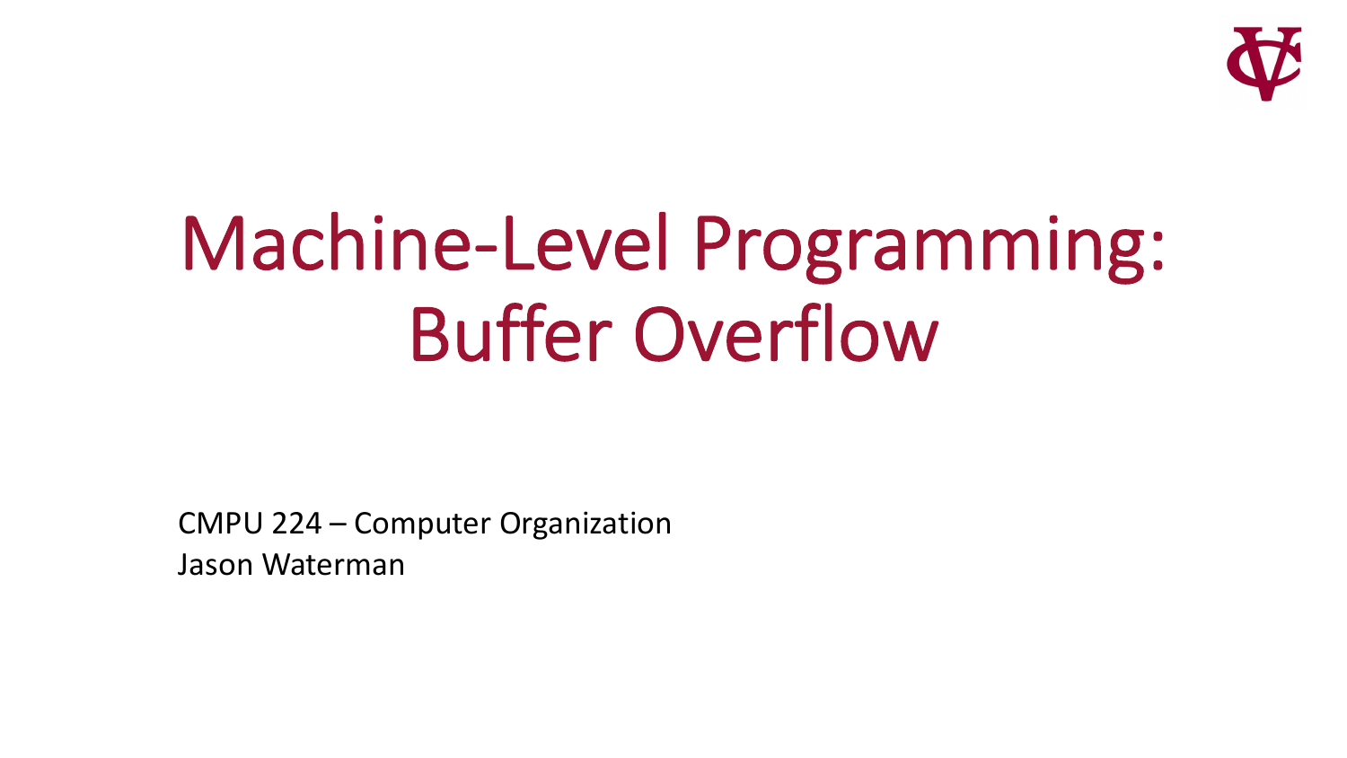# Machine-Level Programming: Buffer Overflow

CMPU 224 – Computer Organization
Jason Waterman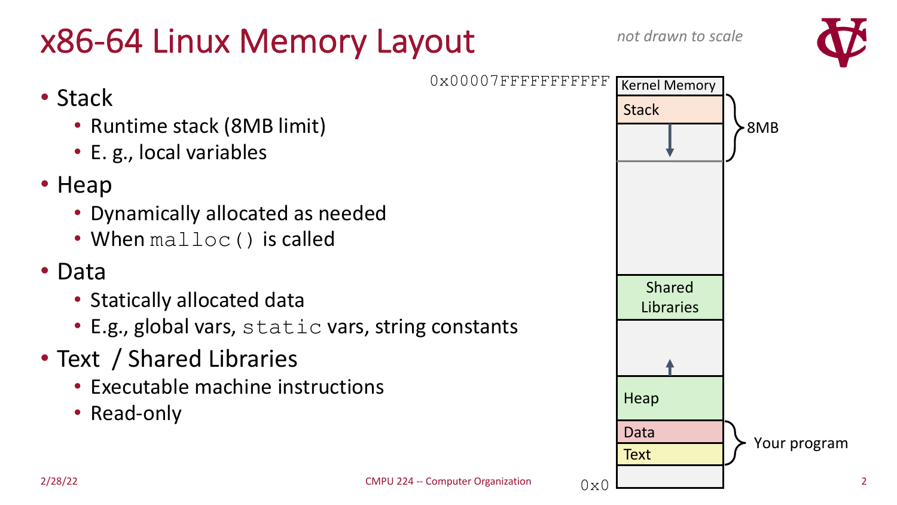# x86-64 Linux Memory Layout

*not drawn to scale*

- Stack
  - Runtime stack (8MB limit)
  - E. g., local variables
- Heap
  - Dynamically allocated as needed
  - When `malloc()` is called
- Data
  - Statically allocated data
  - E.g., global vars, `static` vars, string constants
- Text / Shared Libraries
  - Executable machine instructions
  - Read-only

0x00007FFFFFFFFFFF

Kernel Memory

Stack

8MB

Shared Libraries

Heap

Data

Text

Your program

0x0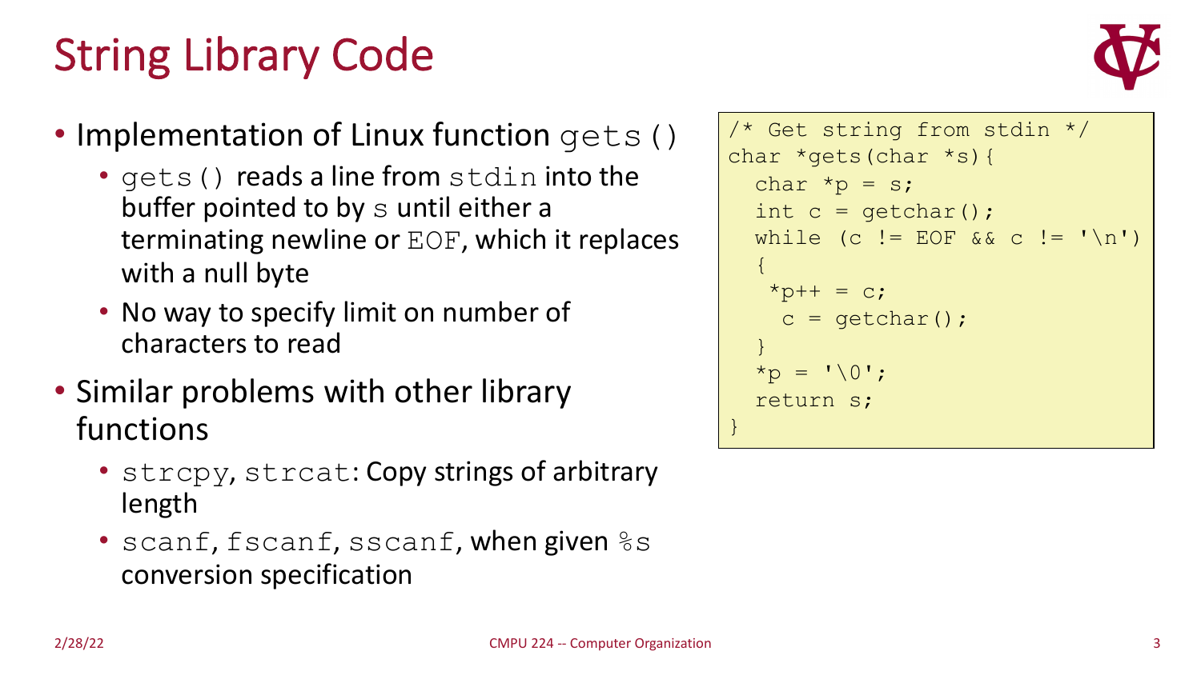# String Library Code

- Implementation of Linux function `gets()`
  - `gets()` reads a line from `stdin` into the buffer pointed to by `s` until either a terminating newline or `EOF`, which it replaces with a null byte
  - No way to specify limit on number of characters to read
- Similar problems with other library functions
  - `strcpy`, `strcat`: Copy strings of arbitrary length
  - `scanf`, `fscanf`, `sscanf`, when given `%s` conversion specification

```
/* Get string from stdin */
char *gets(char *s){
  char *p = s;
  int c = getchar();
  while (c != EOF && c != '\n')
  {
   *p++ = c;
    c = getchar();
  }
  *p = '\0';
  return s;
}
```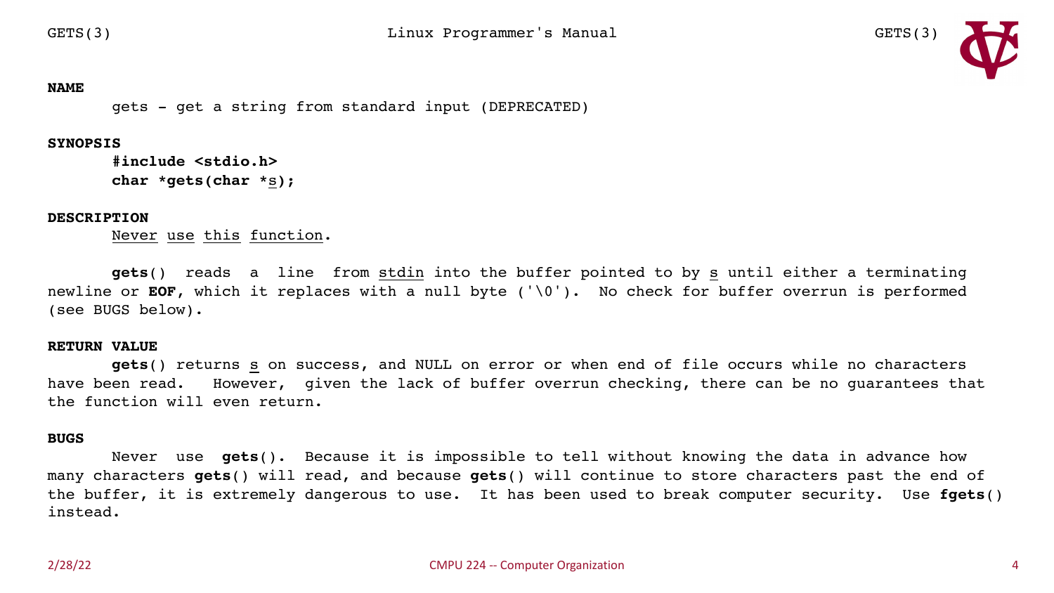GETS(3) Linux Programmer's Manual GETS(3)

**NAME**

gets - get a string from standard input (DEPRECATED)

**SYNOPSIS**

```
#include <stdio.h>
char *gets(char *s);
```

**DESCRIPTION**

Never use this function.

**gets**() reads a line from stdin into the buffer pointed to by s until either a terminating newline or **EOF**, which it replaces with a null byte ('\0'). No check for buffer overrun is performed (see BUGS below).

**RETURN VALUE**

**gets**() returns s on success, and NULL on error or when end of file occurs while no characters have been read. However, given the lack of buffer overrun checking, there can be no guarantees that the function will even return.

**BUGS**

Never use **gets**(). Because it is impossible to tell without knowing the data in advance how many characters **gets**() will read, and because **gets**() will continue to store characters past the end of the buffer, it is extremely dangerous to use. It has been used to break computer security. Use **fgets**() instead.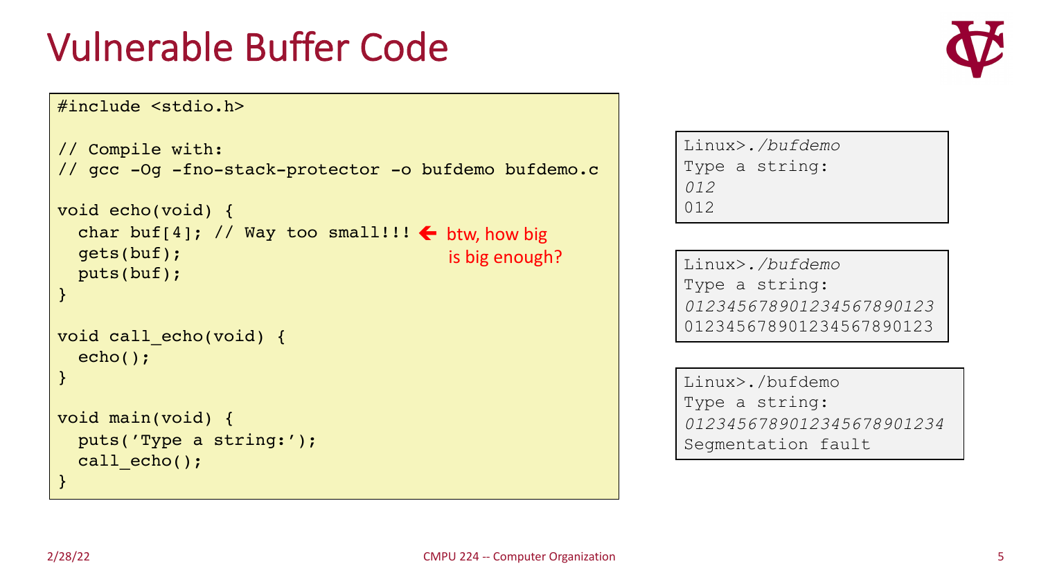# Vulnerable Buffer Code

```
#include <stdio.h>

// Compile with:
// gcc -Og -fno-stack-protector -o bufdemo bufdemo.c

void echo(void) {
  char buf[4]; // Way too small!!!
  gets(buf);
  puts(buf);
}

void call_echo(void) {
  echo();
}

void main(void) {
  puts('Type a string:');
  call_echo();
}
```

← btw, how big is big enough?

```
Linux>./bufdemo
Type a string:
012
012
```

```
Linux>./bufdemo
Type a string:
01234567890123456789012 3
012345678901234567890123
```

```
Linux>./bufdemo
Type a string:
0123456789012345678901234
Segmentation fault
```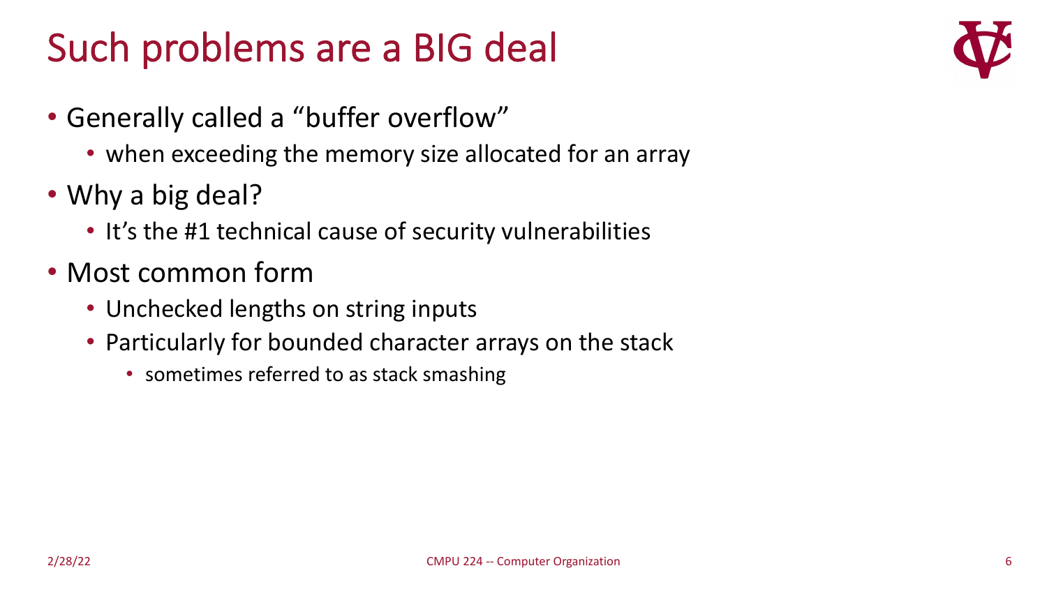# Such problems are a BIG deal

- Generally called a "buffer overflow"
  - when exceeding the memory size allocated for an array
- Why a big deal?
  - It's the #1 technical cause of security vulnerabilities
- Most common form
  - Unchecked lengths on string inputs
  - Particularly for bounded character arrays on the stack
    - sometimes referred to as stack smashing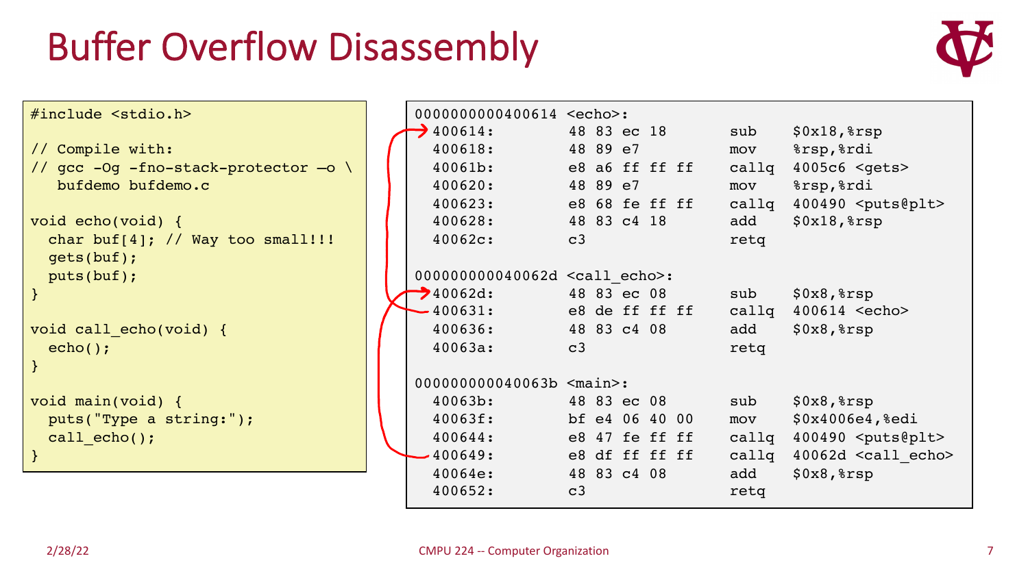# Buffer Overflow Disassembly

```c
#include <stdio.h>

// Compile with:
// gcc -Og -fno-stack-protector –o \
   bufdemo bufdemo.c

void echo(void) {
  char buf[4]; // Way too small!!!
  gets(buf);
  puts(buf);
}

void call_echo(void) {
  echo();
}

void main(void) {
  puts("Type a string:");
  call_echo();
}
```

```
0000000000400614 <echo>:
  400614:        48 83 ec 18         sub    $0x18,%rsp
  400618:        48 89 e7            mov    %rsp,%rdi
  40061b:        e8 a6 ff ff ff      callq  4005c6 <gets>
  400620:        48 89 e7            mov    %rsp,%rdi
  400623:        e8 68 fe ff ff      callq  400490 <puts@plt>
  400628:        48 83 c4 18         add    $0x18,%rsp
  40062c:        c3                  retq

000000000040062d <call_echo>:
  40062d:        48 83 ec 08         sub    $0x8,%rsp
  400631:        e8 de ff ff ff      callq  400614 <echo>
  400636:        48 83 c4 08         add    $0x8,%rsp
  40063a:        c3                  retq

000000000040063b <main>:
  40063b:        48 83 ec 08         sub    $0x8,%rsp
  40063f:        bf e4 06 40 00      mov    $0x4006e4,%edi
  400644:        e8 47 fe ff ff      callq  400490 <puts@plt>
  400649:        e8 df ff ff ff      callq  40062d <call_echo>
  40064e:        48 83 c4 08         add    $0x8,%rsp
  400652:        c3                  retq
```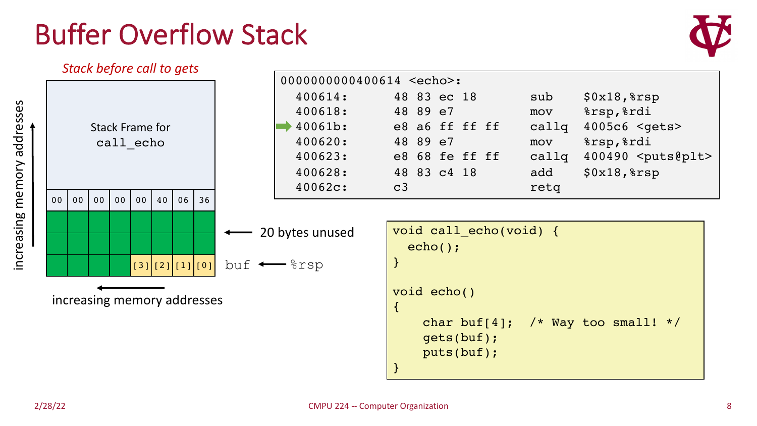# Buffer Overflow Stack

*Stack before call to gets*

| | | | | | | | |
|---|---|---|---|---|---|---|---|
| Stack Frame for `call_echo` | | | | | | | |
| 00 | 00 | 00 | 00 | 00 | 40 | 06 | 36 |
| | | | | | | | |
| | | | | | | | |
| | | | | [3] | [2] | [1] | [0] |

← 20 bytes unused

buf ← %rsp

increasing memory addresses (upward)

increasing memory addresses (leftward)

```
0000000000400614 <echo>:
  400614:      48 83 ec 18         sub    $0x18,%rsp
  400618:      48 89 e7            mov    %rsp,%rdi
➡ 40061b:      e8 a6 ff ff ff      callq  4005c6 <gets>
  400620:      48 89 e7            mov    %rsp,%rdi
  400623:      e8 68 fe ff ff      callq  400490 <puts@plt>
  400628:      48 83 c4 18         add    $0x18,%rsp
  40062c:      c3                  retq
```

```c
void call_echo(void) {
  echo();
}

void echo()
{
    char buf[4];  /* Way too small! */
    gets(buf);
    puts(buf);
}
```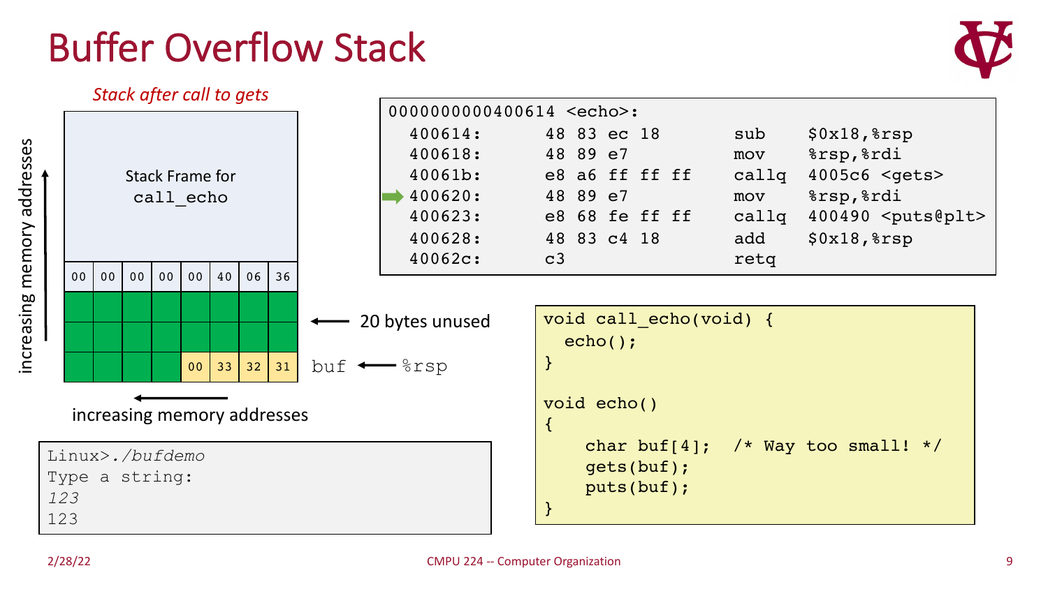# Buffer Overflow Stack

*Stack after call to gets*

| | | | | | | | |
|---|---|---|---|---|---|---|---|
| Stack Frame for call_echo | | | | | | | |
| 00 | 00 | 00 | 00 | 00 | 40 | 06 | 36 |
| | | | | | | | |
| | | | | | | | |
| | | | | 00 | 33 | 32 | 31 |

← 20 bytes unused

buf ← %rsp

increasing memory addresses (upward)

increasing memory addresses (leftward)

```
0000000000400614 <echo>:
  400614:    48 83 ec 18       sub    $0x18,%rsp
  400618:    48 89 e7          mov    %rsp,%rdi
  40061b:    e8 a6 ff ff ff    callq  4005c6 <gets>
→ 400620:    48 89 e7          mov    %rsp,%rdi
  400623:    e8 68 fe ff ff    callq  400490 <puts@plt>
  400628:    48 83 c4 18       add    $0x18,%rsp
  40062c:    c3                retq
```

```
void call_echo(void) {
  echo();
}

void echo()
{
    char buf[4];  /* Way too small! */
    gets(buf);
    puts(buf);
}
```

```
Linux>./bufdemo
Type a string:
123
123
```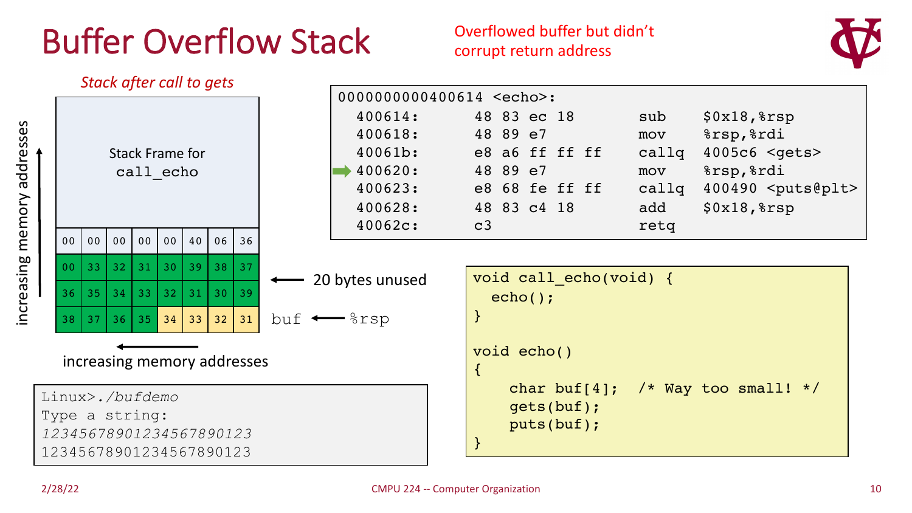# Buffer Overflow Stack

Overflowed buffer but didn't corrupt return address

*Stack after call to gets*

| Stack Frame for `call_echo` | | | | | | | |
|---|---|---|---|---|---|---|---|
| 00 | 00 | 00 | 00 | 00 | 40 | 06 | 36 |
| 00 | 33 | 32 | 31 | 30 | 39 | 38 | 37 |
| 36 | 35 | 34 | 33 | 32 | 31 | 30 | 39 |
| 38 | 37 | 36 | 35 | 34 | 33 | 32 | 31 |

← 20 bytes unused

buf ← %rsp

increasing memory addresses (upward)

increasing memory addresses (leftward)

```
0000000000400614 <echo>:
  400614:     48 83 ec 18        sub    $0x18,%rsp
  400618:     48 89 e7           mov    %rsp,%rdi
  40061b:     e8 a6 ff ff ff     callq  4005c6 <gets>
➡ 400620:     48 89 e7           mov    %rsp,%rdi
  400623:     e8 68 fe ff ff     callq  400490 <puts@plt>
  400628:     48 83 c4 18        add    $0x18,%rsp
  40062c:     c3                 retq
```

```c
void call_echo(void) {
  echo();
}

void echo()
{
    char buf[4];  /* Way too small! */
    gets(buf);
    puts(buf);
}
```

```
Linux>./bufdemo
Type a string:
12345678901234567890123
12345678901234567890123
```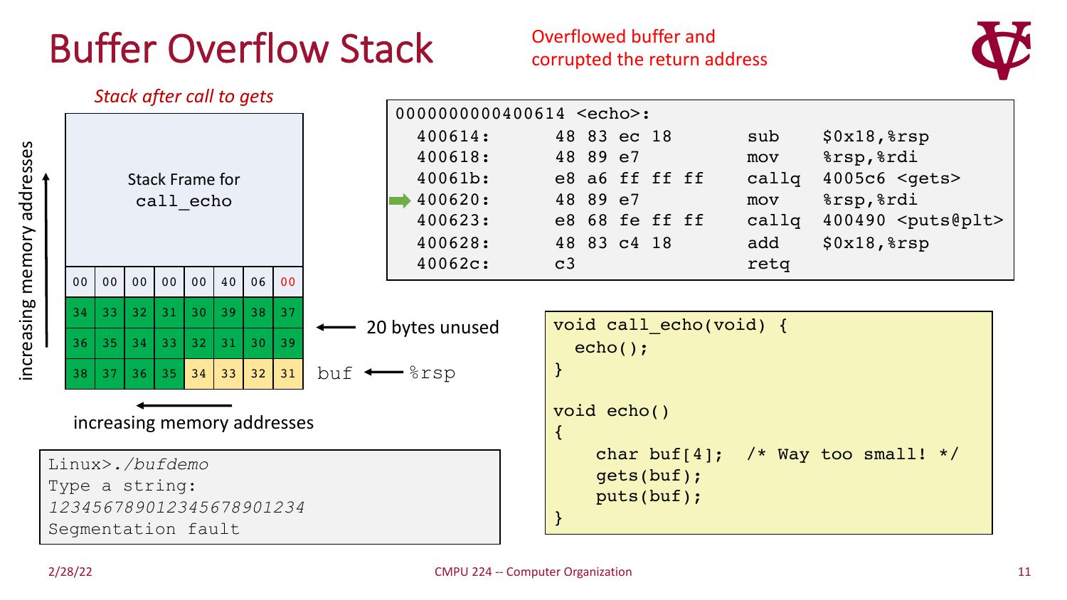# Buffer Overflow Stack

Overflowed buffer and corrupted the return address

*Stack after call to gets*

increasing memory addresses (↑)

| Stack Frame for call_echo | | | | | | | |
|---|---|---|---|---|---|---|---|
| 00 | 00 | 00 | 00 | 00 | 40 | 06 | 00 |
| 34 | 33 | 32 | 31 | 30 | 39 | 38 | 37 |
| 36 | 35 | 34 | 33 | 32 | 31 | 30 | 39 |
| 38 | 37 | 36 | 35 | 34 | 33 | 32 | 31 |

← 20 bytes unused

buf ← %rsp

← increasing memory addresses

```
Linux>./bufdemo
Type a string:
12345678901234567890123 4
Segmentation fault
```

```
0000000000400614 <echo>:
  400614:       48 83 ec 18         sub     $0x18,%rsp
  400618:       48 89 e7            mov     %rsp,%rdi
  40061b:       e8 a6 ff ff ff      callq   4005c6 <gets>
➡ 400620:       48 89 e7            mov     %rsp,%rdi
  400623:       e8 68 fe ff ff      callq   400490 <puts@plt>
  400628:       48 83 c4 18         add     $0x18,%rsp
  40062c:       c3                  retq
```

```c
void call_echo(void) {
  echo();
}

void echo()
{
    char buf[4];  /* Way too small! */
    gets(buf);
    puts(buf);
}
```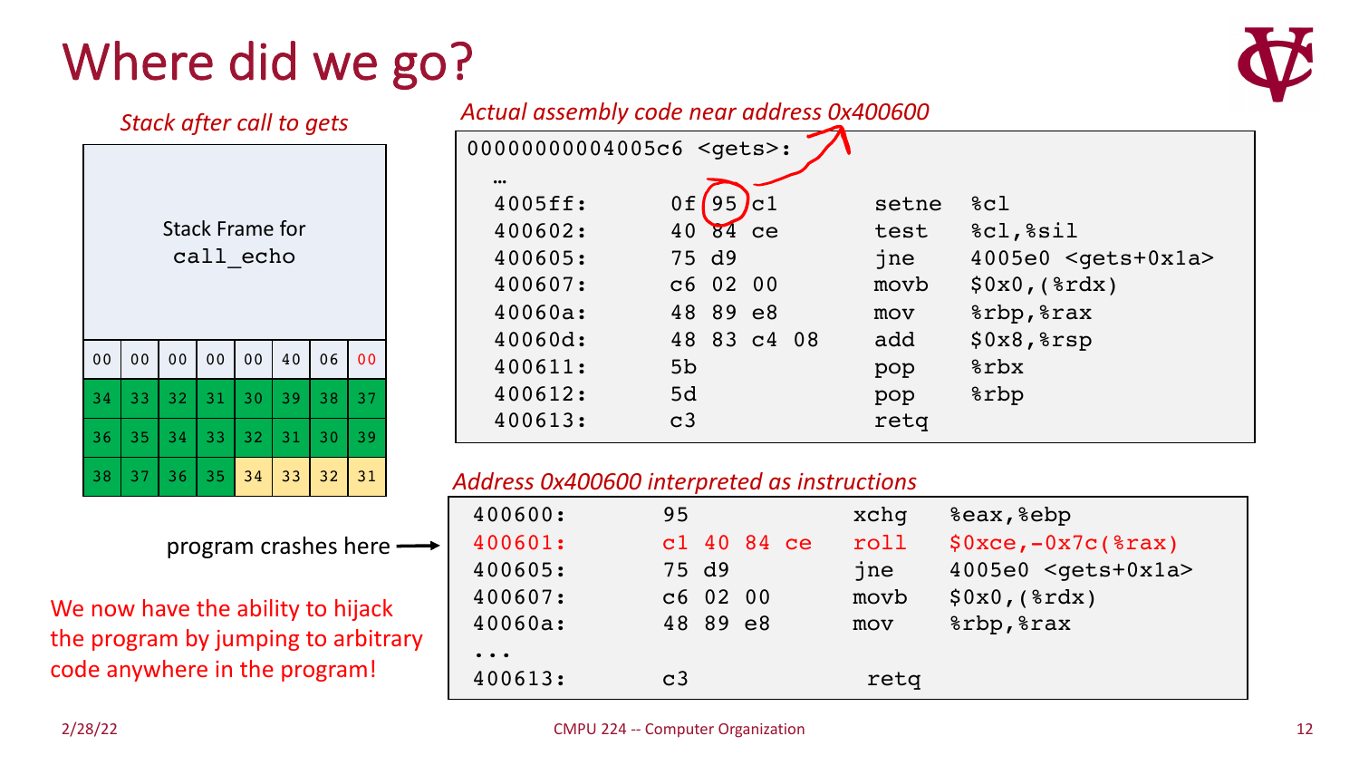# Where did we go?

*Stack after call to gets*

| | | | | | | | |
|---|---|---|---|---|---|---|---|
| Stack Frame for call_echo | | | | | | | |
| 00 | 00 | 00 | 00 | 00 | 40 | 06 | 00 |
| 34 | 33 | 32 | 31 | 30 | 39 | 38 | 37 |
| 36 | 35 | 34 | 33 | 32 | 31 | 30 | 39 |
| 38 | 37 | 36 | 35 | 34 | 33 | 32 | 31 |

program crashes here →

We now have the ability to hijack the program by jumping to arbitrary code anywhere in the program!

*Actual assembly code near address 0x400600*

```
00000000004005c6 <gets>:
  …
  4005ff:     0f 95 c1       setne  %cl
  400602:     40 84 ce       test   %cl,%sil
  400605:     75 d9          jne    4005e0 <gets+0x1a>
  400607:     c6 02 00       movb   $0x0,(%rdx)
  40060a:     48 89 e8       mov    %rbp,%rax
  40060d:     48 83 c4 08    add    $0x8,%rsp
  400611:     5b             pop    %rbx
  400612:     5d             pop    %rbp
  400613:     c3             retq
```

*Address 0x400600 interpreted as instructions*

```
400600:     95             xchg   %eax,%ebp
400601:     c1 40 84 ce    roll   $0xce,-0x7c(%rax)
400605:     75 d9          jne    4005e0 <gets+0x1a>
400607:     c6 02 00       movb   $0x0,(%rdx)
40060a:     48 89 e8       mov    %rbp,%rax
...
400613:     c3             retq
```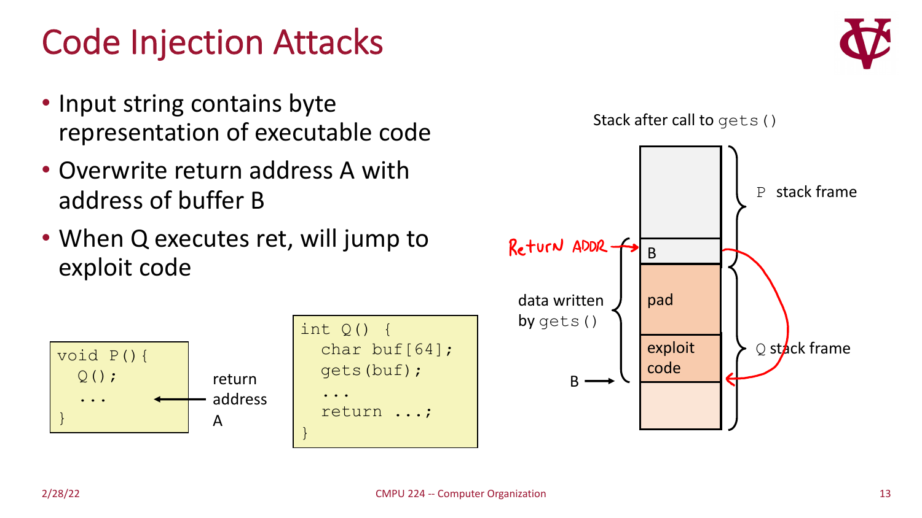# Code Injection Attacks

- Input string contains byte representation of executable code
- Overwrite return address A with address of buffer B
- When Q executes ret, will jump to exploit code

```
void P(){
  Q();
  ...
}
```

return address A

```
int Q() {
  char buf[64];
  gets(buf);
  ...
  return ...;
}
```

Stack after call to gets()

- P stack frame
- Return ADDR → B
- data written by gets(): B, pad, exploit code
- Q stack frame
- B →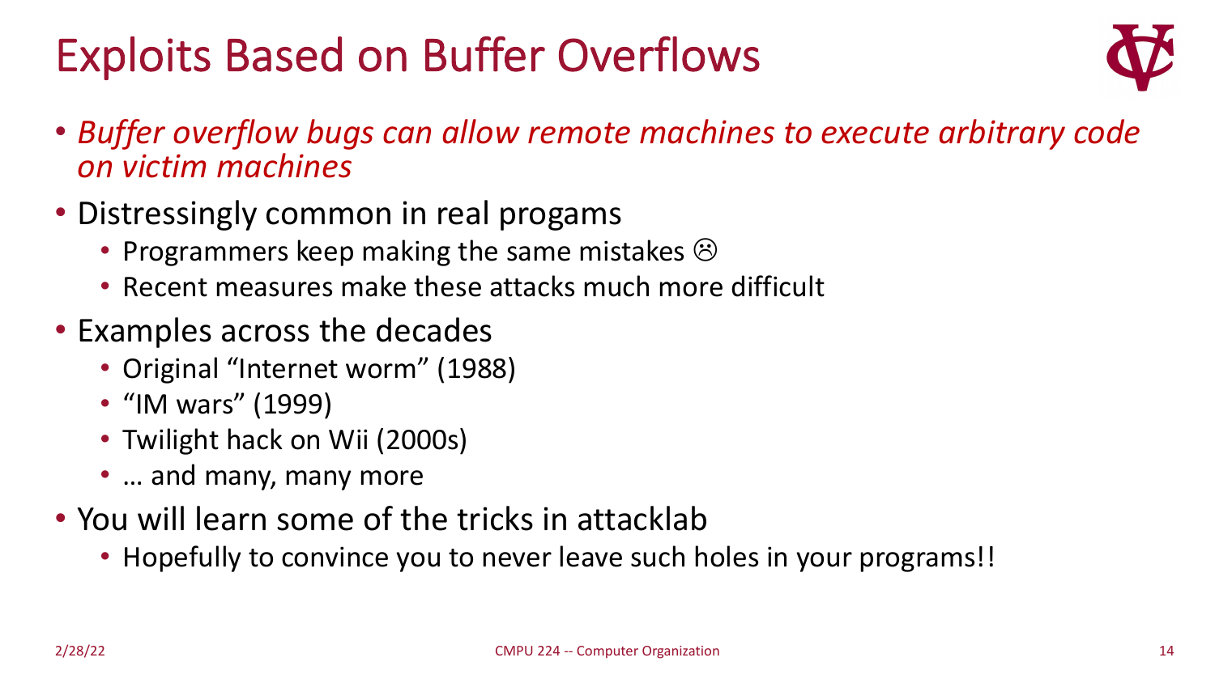# Exploits Based on Buffer Overflows

- *Buffer overflow bugs can allow remote machines to execute arbitrary code on victim machines*
- Distressingly common in real progams
  - Programmers keep making the same mistakes ☹
  - Recent measures make these attacks much more difficult
- Examples across the decades
  - Original “Internet worm” (1988)
  - “IM wars” (1999)
  - Twilight hack on Wii (2000s)
  - … and many, many more
- You will learn some of the tricks in attacklab
  - Hopefully to convince you to never leave such holes in your programs!!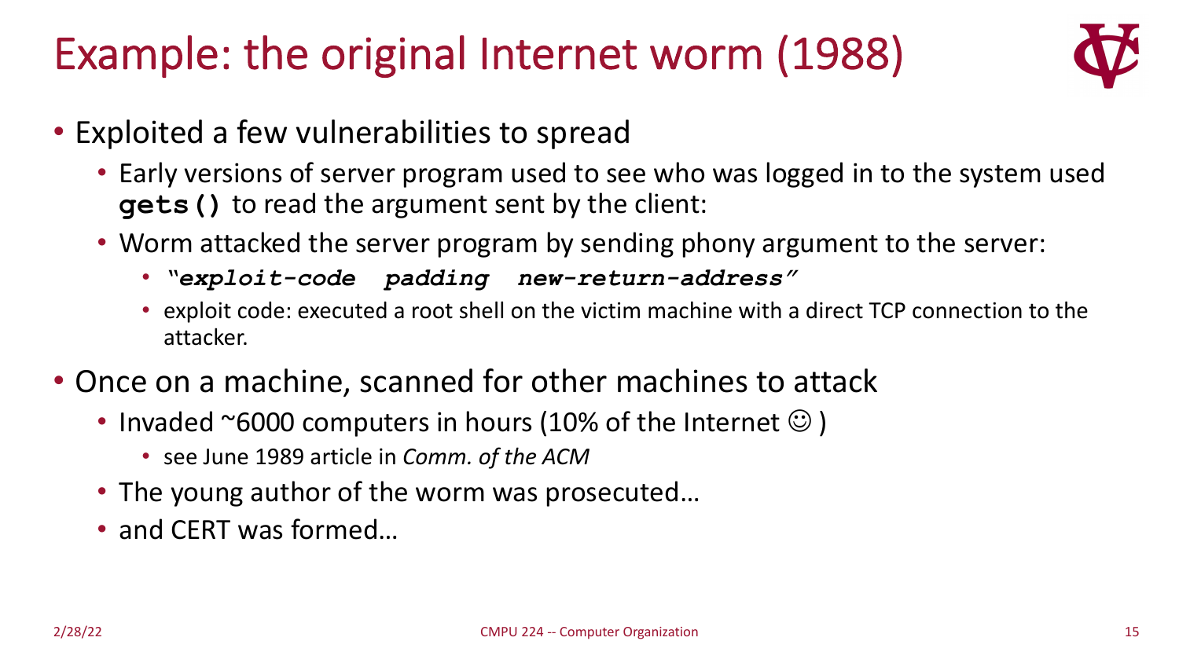# Example: the original Internet worm (1988)

- Exploited a few vulnerabilities to spread
  - Early versions of server program used to see who was logged in to the system used **`gets()`** to read the argument sent by the client:
  - Worm attacked the server program by sending phony argument to the server:
    - ***"exploit-code padding new-return-address"***
    - exploit code: executed a root shell on the victim machine with a direct TCP connection to the attacker.
- Once on a machine, scanned for other machines to attack
  - Invaded ~6000 computers in hours (10% of the Internet ☺ )
    - see June 1989 article in *Comm. of the ACM*
  - The young author of the worm was prosecuted…
  - and CERT was formed…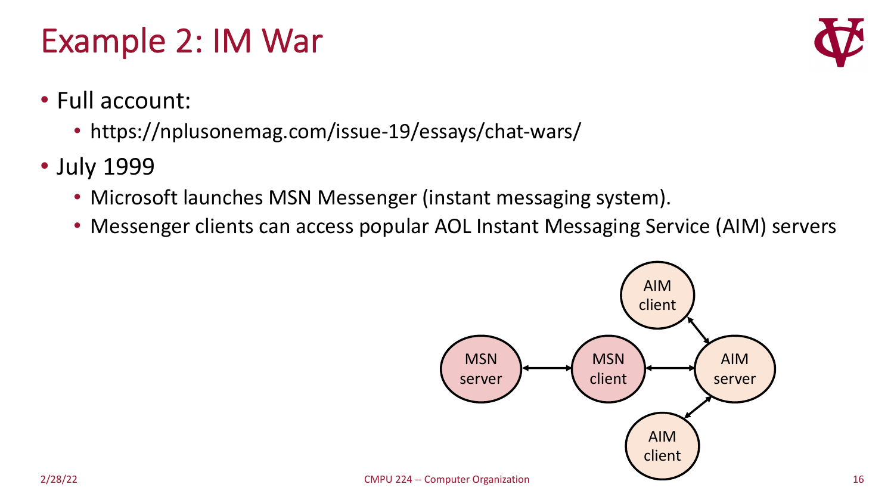# Example 2: IM War

- Full account:
  - https://nplusonemag.com/issue-19/essays/chat-wars/
- July 1999
  - Microsoft launches MSN Messenger (instant messaging system).
  - Messenger clients can access popular AOL Instant Messaging Service (AIM) servers

MSN server ↔ MSN client ↔ AIM server ↔ AIM client

AIM server ↔ AIM client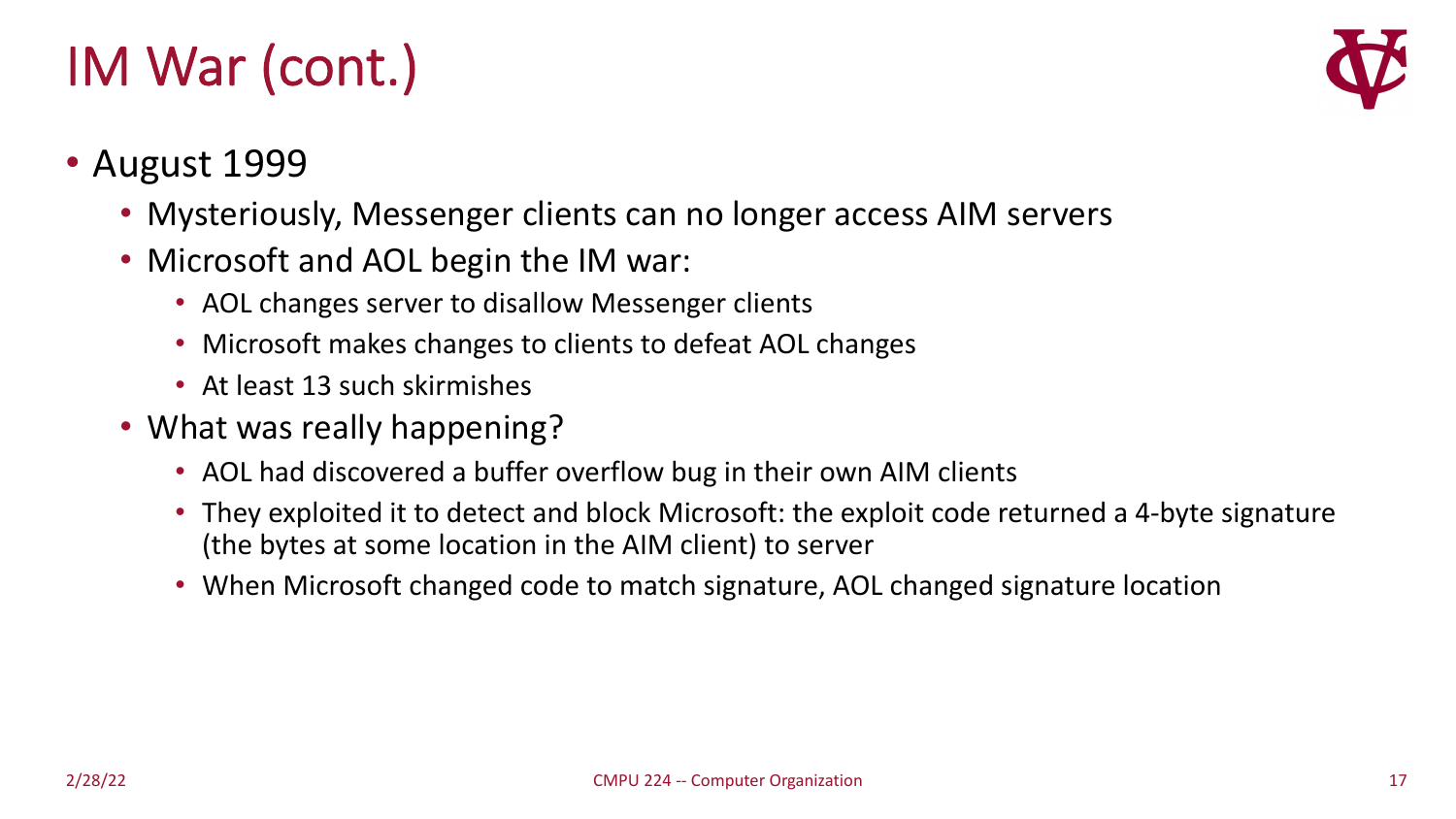# IM War (cont.)

- August 1999
  - Mysteriously, Messenger clients can no longer access AIM servers
  - Microsoft and AOL begin the IM war:
    - AOL changes server to disallow Messenger clients
    - Microsoft makes changes to clients to defeat AOL changes
    - At least 13 such skirmishes
  - What was really happening?
    - AOL had discovered a buffer overflow bug in their own AIM clients
    - They exploited it to detect and block Microsoft: the exploit code returned a 4-byte signature (the bytes at some location in the AIM client) to server
    - When Microsoft changed code to match signature, AOL changed signature location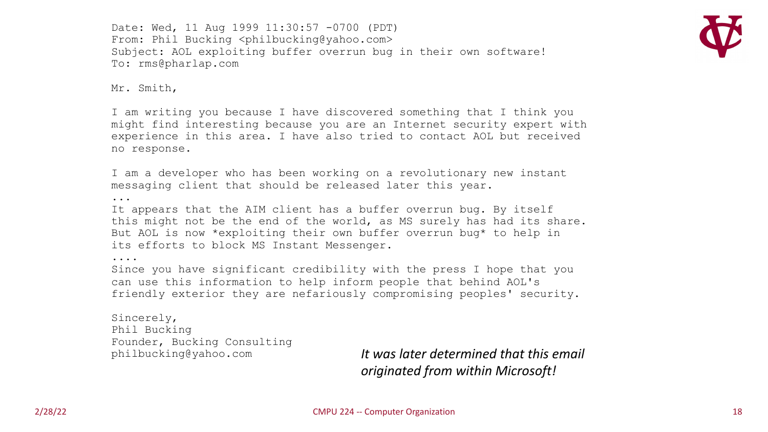```
Date: Wed, 11 Aug 1999 11:30:57 -0700 (PDT)
From: Phil Bucking <philbucking@yahoo.com>
Subject: AOL exploiting buffer overrun bug in their own software!
To: rms@pharlap.com

Mr. Smith,

I am writing you because I have discovered something that I think you
might find interesting because you are an Internet security expert with
experience in this area. I have also tried to contact AOL but received
no response.

I am a developer who has been working on a revolutionary new instant
messaging client that should be released later this year.
...
It appears that the AIM client has a buffer overrun bug. By itself
this might not be the end of the world, as MS surely has had its share.
But AOL is now *exploiting their own buffer overrun bug* to help in
its efforts to block MS Instant Messenger.
....
Since you have significant credibility with the press I hope that you
can use this information to help inform people that behind AOL's
friendly exterior they are nefariously compromising peoples' security.

Sincerely,
Phil Bucking
Founder, Bucking Consulting
philbucking@yahoo.com
```

*It was later determined that this email originated from within Microsoft!*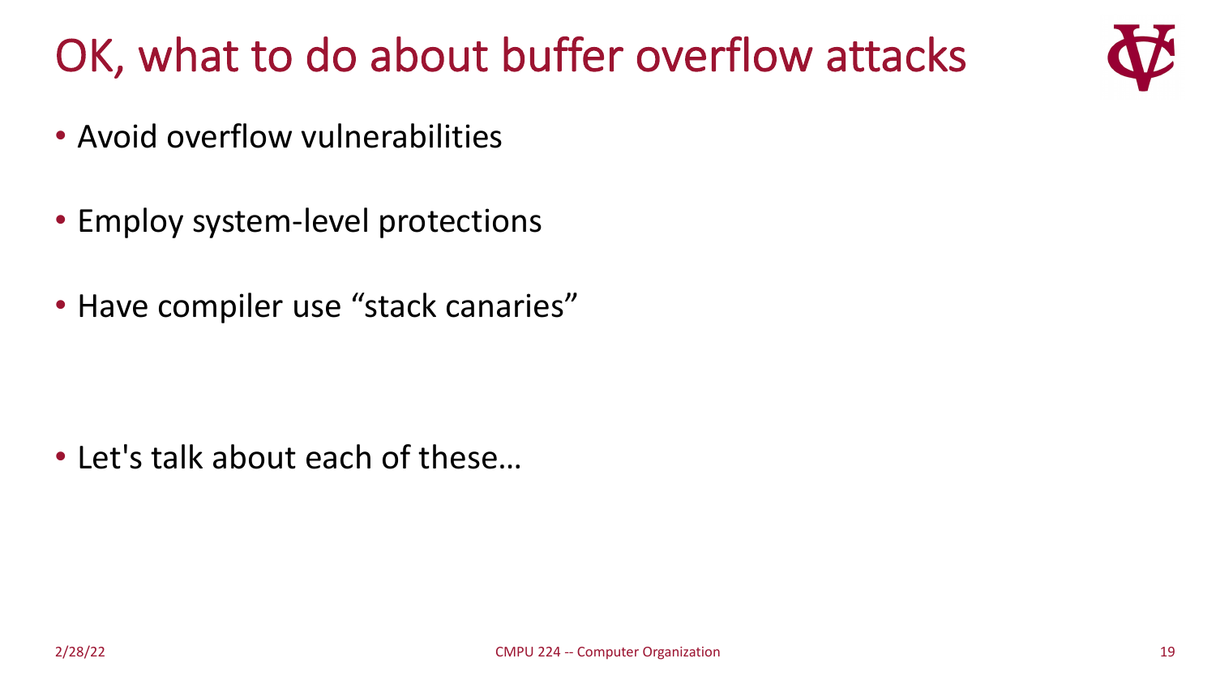# OK, what to do about buffer overflow attacks

- Avoid overflow vulnerabilities
- Employ system-level protections
- Have compiler use "stack canaries"

- Let's talk about each of these…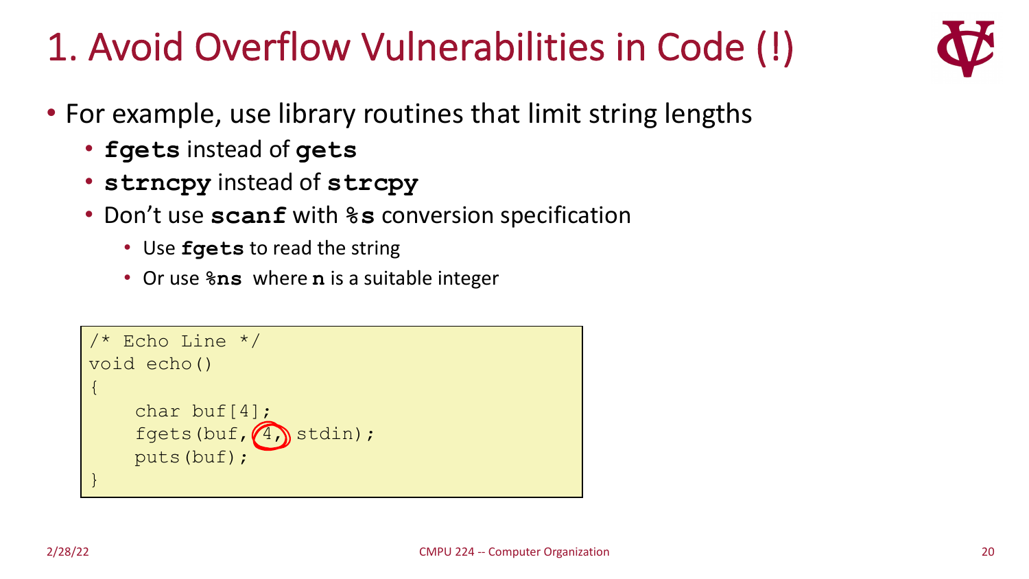# 1. Avoid Overflow Vulnerabilities in Code (!)

- For example, use library routines that limit string lengths
  - **fgets** instead of **gets**
  - **strncpy** instead of **strcpy**
  - Don't use **scanf** with **%s** conversion specification
    - Use **fgets** to read the string
    - Or use **%ns** where **n** is a suitable integer

```
/* Echo Line */
void echo()
{
    char buf[4];
    fgets(buf, 4, stdin);
    puts(buf);
}
```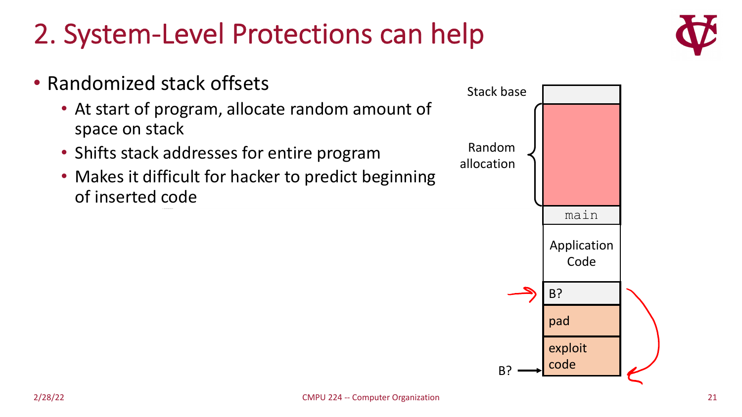# 2. System-Level Protections can help

- Randomized stack offsets
  - At start of program, allocate random amount of space on stack
  - Shifts stack addresses for entire program
  - Makes it difficult for hacker to predict beginning of inserted code

Stack base

Random allocation

main

Application Code

B?

pad

exploit code

B?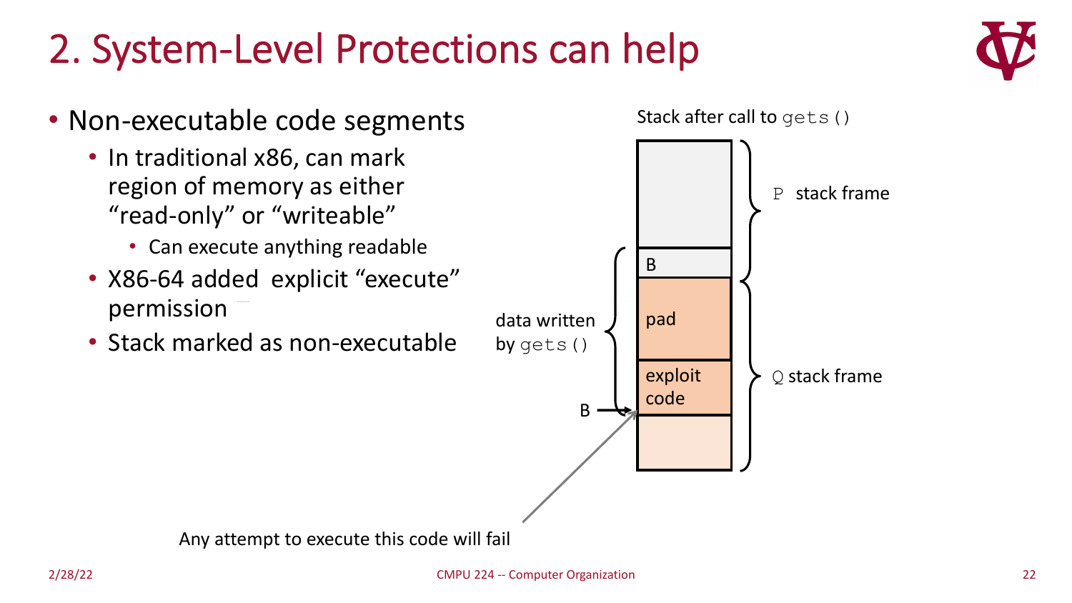# 2. System-Level Protections can help

- Non-executable code segments
  - In traditional x86, can mark region of memory as either "read-only" or "writeable"
    - Can execute anything readable
  - X86-64 added explicit "execute" permission
  - Stack marked as non-executable

Stack after call to `gets()`

| | |
|---|---|
| | P stack frame |
| B | |
| pad | Q stack frame |
| exploit code | |
| | |

data written by `gets()`

B

Any attempt to execute this code will fail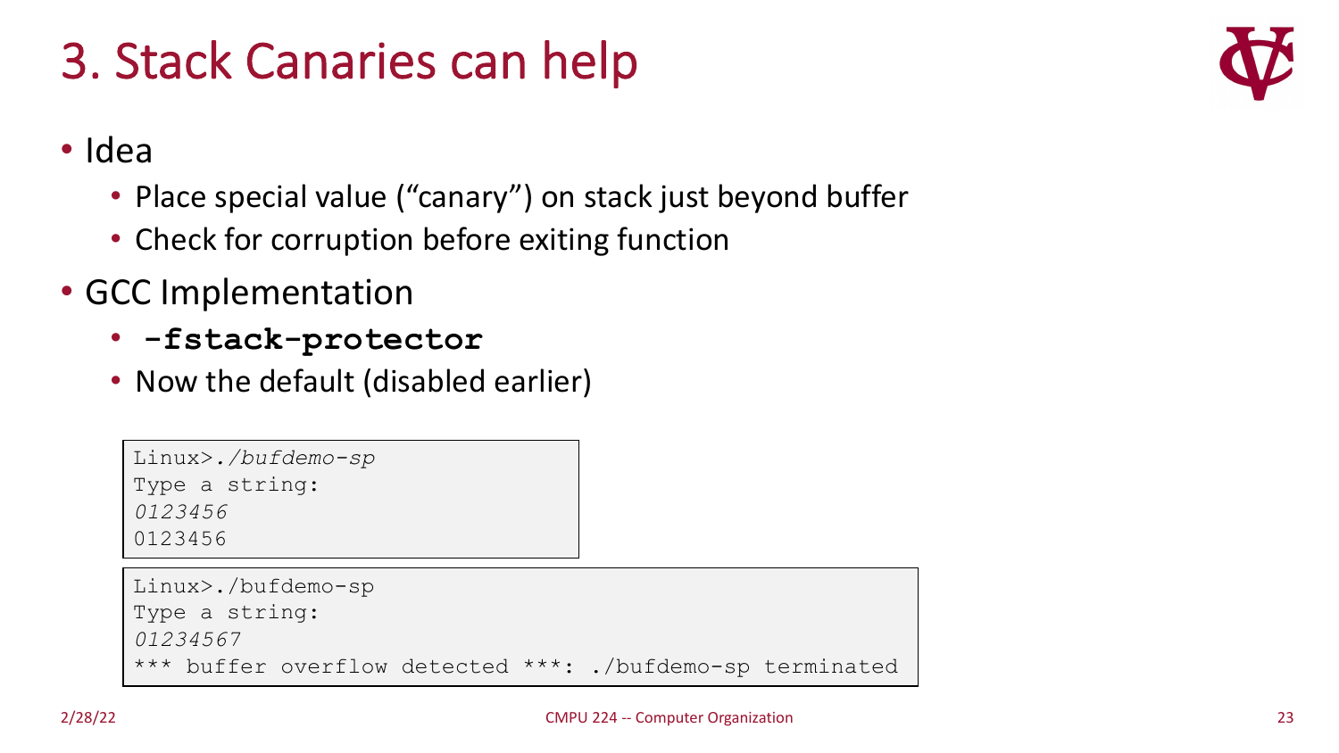# 3. Stack Canaries can help

- Idea
  - Place special value ("canary") on stack just beyond buffer
  - Check for corruption before exiting function
- GCC Implementation
  - **`-fstack-protector`**
  - Now the default (disabled earlier)

```
Linux>./bufdemo-sp
Type a string:
0123456
0123456
```

```
Linux>./bufdemo-sp
Type a string:
01234567
*** buffer overflow detected ***: ./bufdemo-sp terminated
```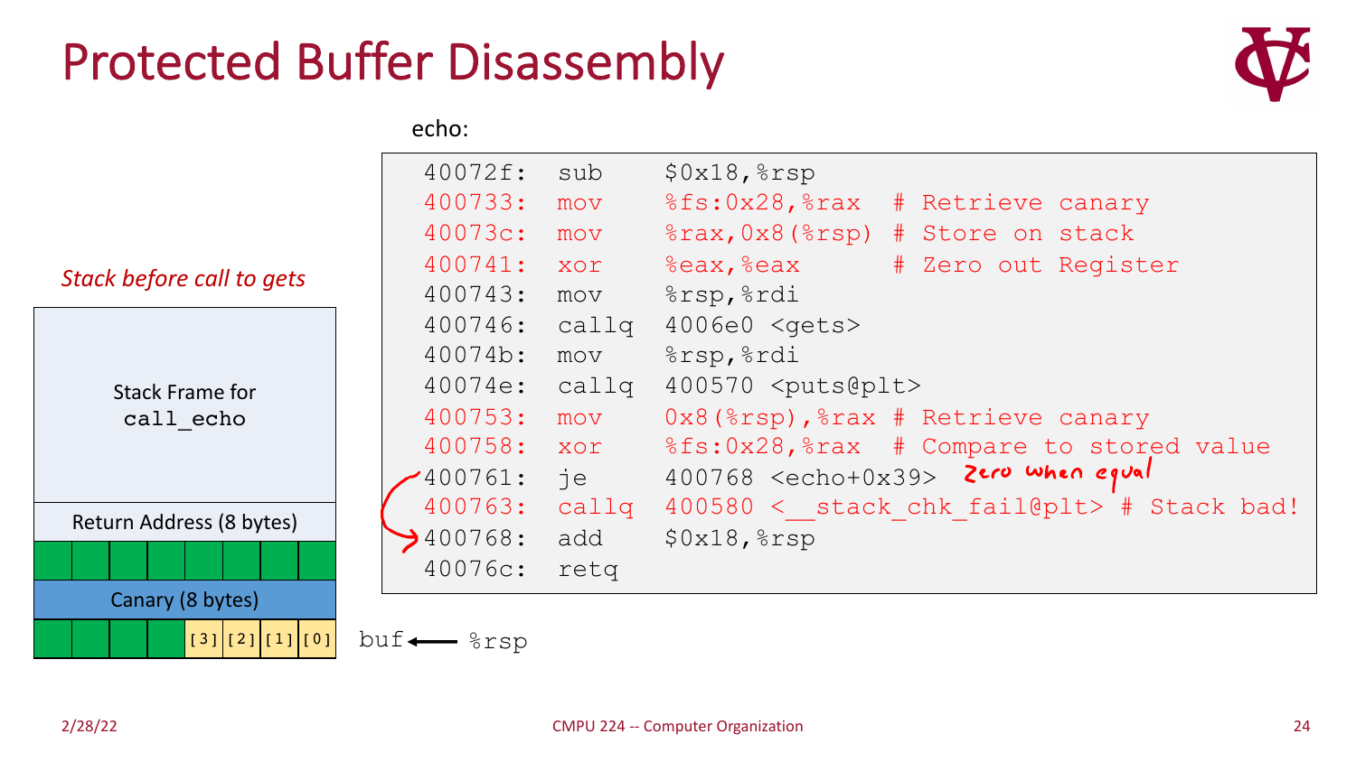# Protected Buffer Disassembly

*Stack before call to gets*

| Stack Frame for `call_echo` |
|---|
| Return Address (8 bytes) |
| (8 bytes) |
| Canary (8 bytes) |
| [3] [2] [1] [0] |

buf ⟵ %rsp

echo:

```
40072f:  sub    $0x18,%rsp
400733:  mov    %fs:0x28,%rax  # Retrieve canary
40073c:  mov    %rax,0x8(%rsp) # Store on stack
400741:  xor    %eax,%eax      # Zero out Register
400743:  mov    %rsp,%rdi
400746:  callq  4006e0 <gets>
40074b:  mov    %rsp,%rdi
40074e:  callq  400570 <puts@plt>
400753:  mov    0x8(%rsp),%rax # Retrieve canary
400758:  xor    %fs:0x28,%rax  # Compare to stored value
400761:  je     400768 <echo+0x39>   Zero when equal
400763:  callq  400580 <__stack_chk_fail@plt> # Stack bad!
400768:  add    $0x18,%rsp
40076c:  retq
```

2/28/22 CMPU 224 -- Computer Organization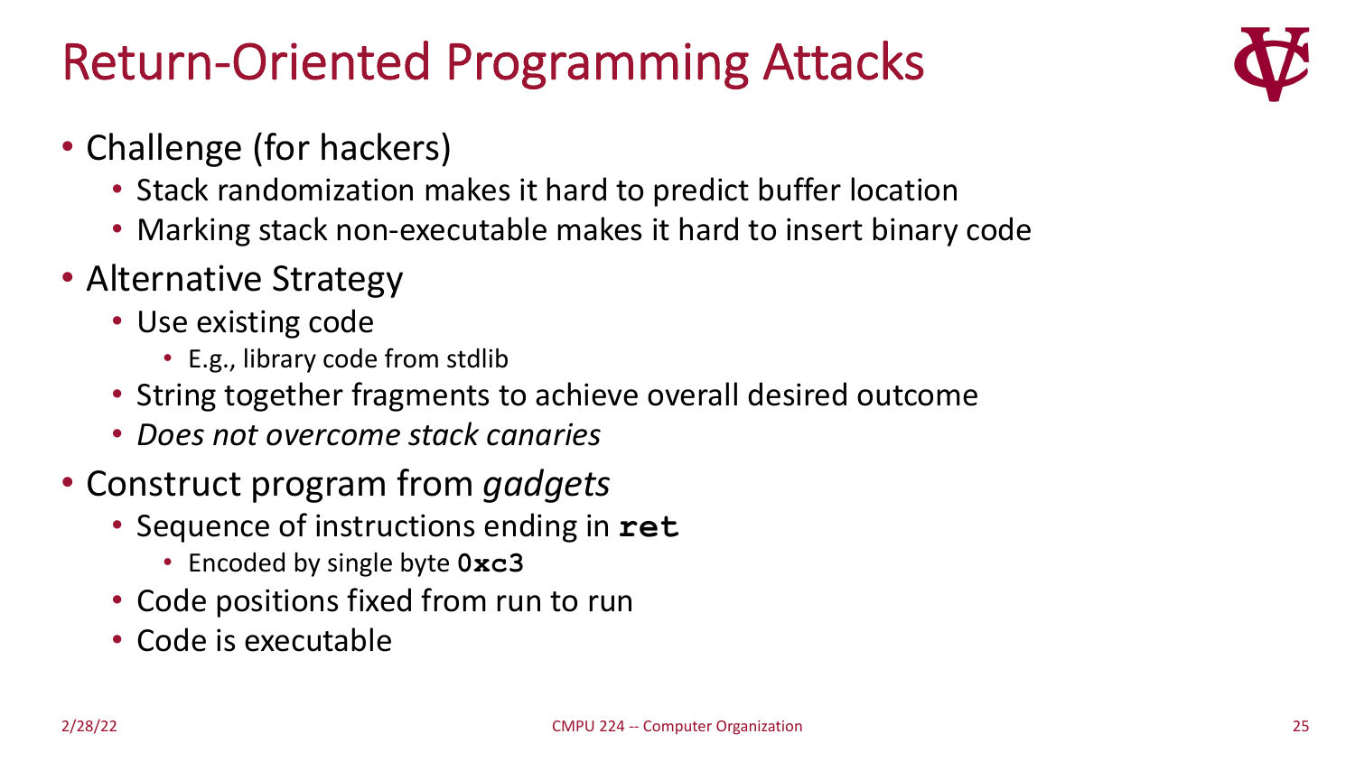# Return-Oriented Programming Attacks

- Challenge (for hackers)
  - Stack randomization makes it hard to predict buffer location
  - Marking stack non-executable makes it hard to insert binary code
- Alternative Strategy
  - Use existing code
    - E.g., library code from stdlib
  - String together fragments to achieve overall desired outcome
  - *Does not overcome stack canaries*
- Construct program from *gadgets*
  - Sequence of instructions ending in **`ret`**
    - Encoded by single byte **`0xc3`**
  - Code positions fixed from run to run
  - Code is executable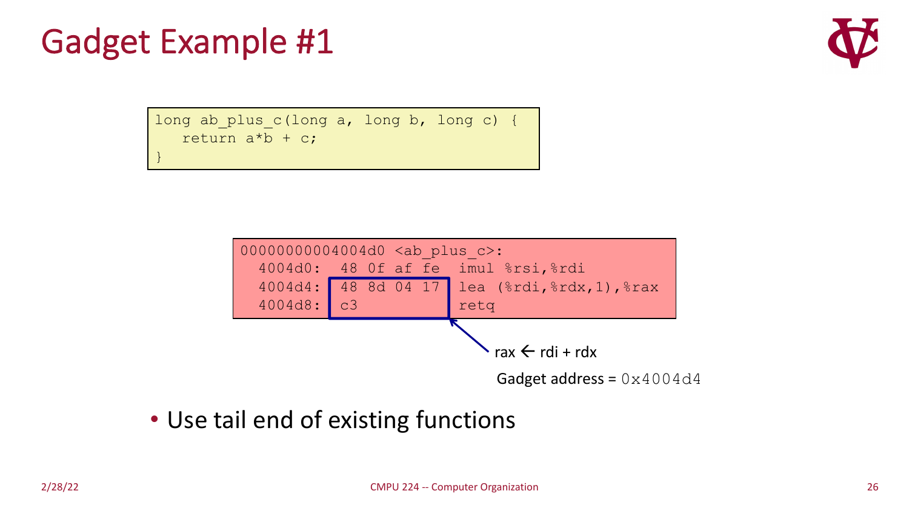# Gadget Example #1

```
long ab_plus_c(long a, long b, long c) {
   return a*b + c;
}
```

```
00000000004004d0 <ab_plus_c>:
  4004d0:  48 0f af fe  imul %rsi,%rdi
  4004d4:  48 8d 04 17  lea (%rdi,%rdx,1),%rax
  4004d8:  c3           retq
```

rax ← rdi + rdx

Gadget address = `0x4004d4`

- Use tail end of existing functions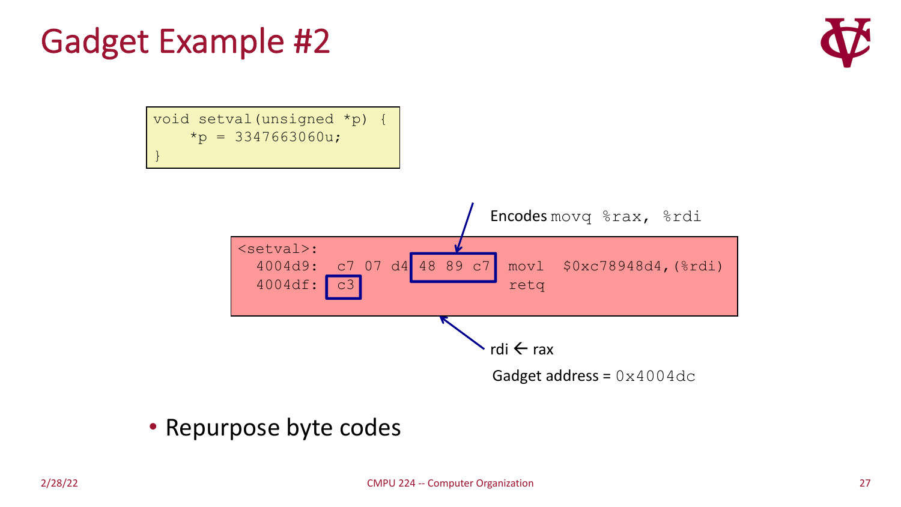# Gadget Example #2

```
void setval(unsigned *p) {
    *p = 3347663060u;
}
```

Encodes `movq %rax, %rdi`

```
<setval>:
  4004d9:  c7 07 d4 48 89 c7  movl   $0xc78948d4,(%rdi)
  4004df:  c3                 retq
```

rdi ← rax

Gadget address = `0x4004dc`

- Repurpose byte codes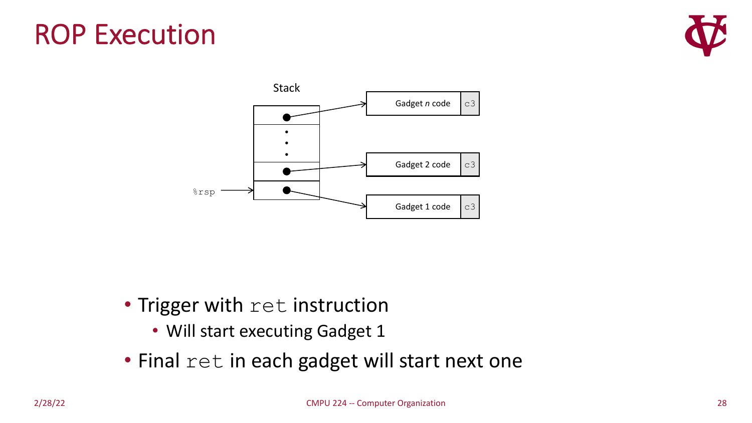# ROP Execution

Stack

%rsp

Gadget *n* code c3

Gadget 2 code c3

Gadget 1 code c3

- Trigger with `ret` instruction
  - Will start executing Gadget 1
- Final `ret` in each gadget will start next one